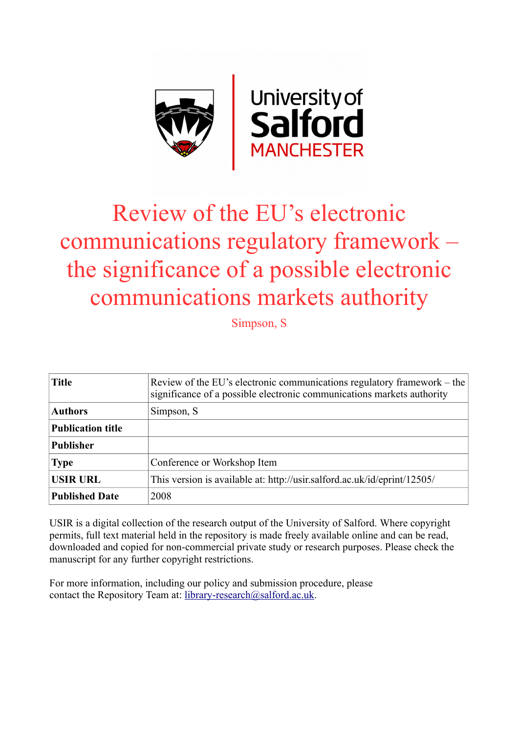# Review of the EU's electronic communications regulatory framework – the significance of a possible electronic communications markets authority

Simpson, S

| Title | Review of the EU's electronic communications regulatory framework – the significance of a possible electronic communications markets authority |
|---|---|
| Authors | Simpson, S |
| Publication title | |
| Publisher | |
| Type | Conference or Workshop Item |
| USIR URL | This version is available at: http://usir.salford.ac.uk/id/eprint/12505/ |
| Published Date | 2008 |

USIR is a digital collection of the research output of the University of Salford. Where copyright permits, full text material held in the repository is made freely available online and can be read, downloaded and copied for non-commercial private study or research purposes. Please check the manuscript for any further copyright restrictions.

For more information, including our policy and submission procedure, please contact the Repository Team at: library-research@salford.ac.uk.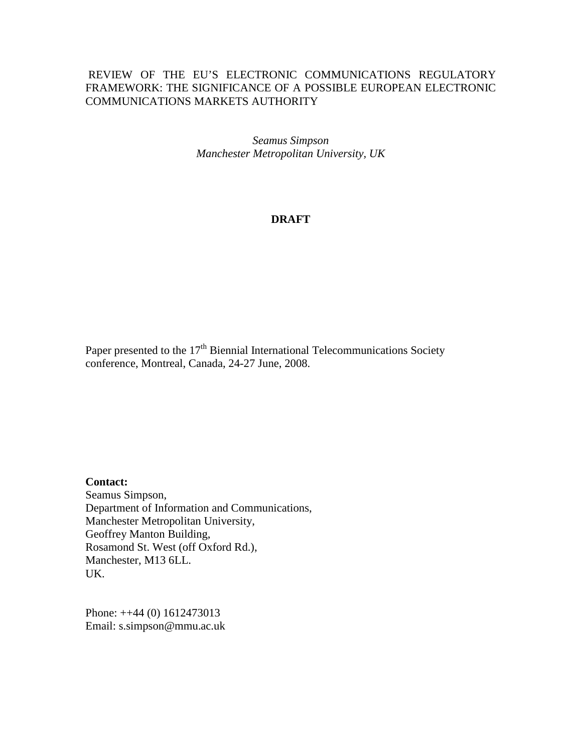# REVIEW OF THE EU'S ELECTRONIC COMMUNICATIONS REGULATORY FRAMEWORK: THE SIGNIFICANCE OF A POSSIBLE EUROPEAN ELECTRONIC COMMUNICATIONS MARKETS AUTHORITY

*Seamus Simpson*
*Manchester Metropolitan University, UK*

**DRAFT**

Paper presented to the 17th Biennial International Telecommunications Society conference, Montreal, Canada, 24-27 June, 2008.

**Contact:**
Seamus Simpson,
Department of Information and Communications,
Manchester Metropolitan University,
Geoffrey Manton Building,
Rosamond St. West (off Oxford Rd.),
Manchester, M13 6LL.
UK.

Phone: ++44 (0) 1612473013
Email: s.simpson@mmu.ac.uk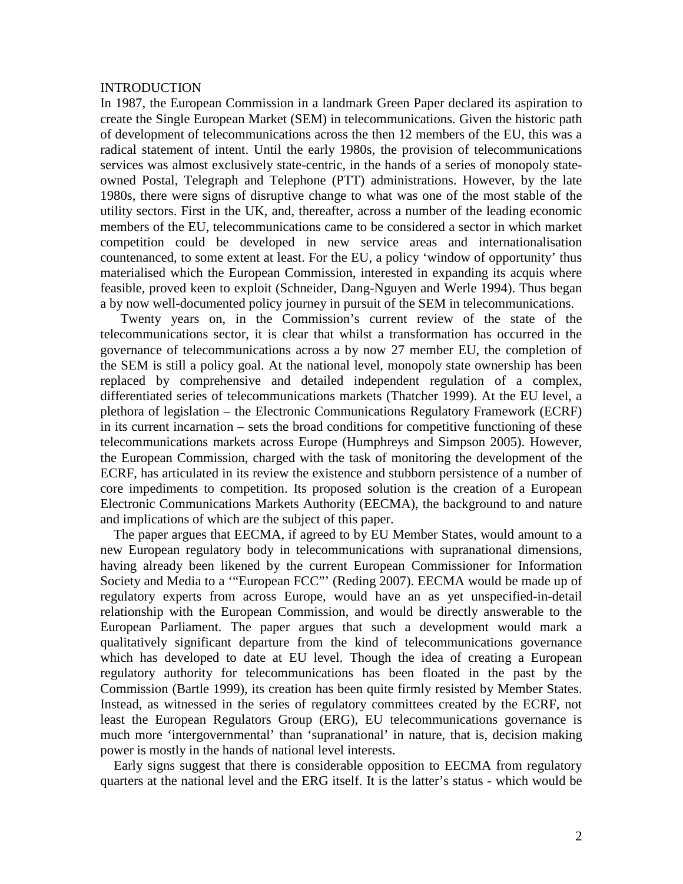## INTRODUCTION

In 1987, the European Commission in a landmark Green Paper declared its aspiration to create the Single European Market (SEM) in telecommunications. Given the historic path of development of telecommunications across the then 12 members of the EU, this was a radical statement of intent. Until the early 1980s, the provision of telecommunications services was almost exclusively state-centric, in the hands of a series of monopoly state-owned Postal, Telegraph and Telephone (PTT) administrations. However, by the late 1980s, there were signs of disruptive change to what was one of the most stable of the utility sectors. First in the UK, and, thereafter, across a number of the leading economic members of the EU, telecommunications came to be considered a sector in which market competition could be developed in new service areas and internationalisation countenanced, to some extent at least. For the EU, a policy 'window of opportunity' thus materialised which the European Commission, interested in expanding its acquis where feasible, proved keen to exploit (Schneider, Dang-Nguyen and Werle 1994). Thus began a by now well-documented policy journey in pursuit of the SEM in telecommunications.

Twenty years on, in the Commission's current review of the state of the telecommunications sector, it is clear that whilst a transformation has occurred in the governance of telecommunications across a by now 27 member EU, the completion of the SEM is still a policy goal. At the national level, monopoly state ownership has been replaced by comprehensive and detailed independent regulation of a complex, differentiated series of telecommunications markets (Thatcher 1999). At the EU level, a plethora of legislation – the Electronic Communications Regulatory Framework (ECRF) in its current incarnation – sets the broad conditions for competitive functioning of these telecommunications markets across Europe (Humphreys and Simpson 2005). However, the European Commission, charged with the task of monitoring the development of the ECRF, has articulated in its review the existence and stubborn persistence of a number of core impediments to competition. Its proposed solution is the creation of a European Electronic Communications Markets Authority (EECMA), the background to and nature and implications of which are the subject of this paper.

The paper argues that EECMA, if agreed to by EU Member States, would amount to a new European regulatory body in telecommunications with supranational dimensions, having already been likened by the current European Commissioner for Information Society and Media to a '"European FCC"' (Reding 2007). EECMA would be made up of regulatory experts from across Europe, would have an as yet unspecified-in-detail relationship with the European Commission, and would be directly answerable to the European Parliament. The paper argues that such a development would mark a qualitatively significant departure from the kind of telecommunications governance which has developed to date at EU level. Though the idea of creating a European regulatory authority for telecommunications has been floated in the past by the Commission (Bartle 1999), its creation has been quite firmly resisted by Member States. Instead, as witnessed in the series of regulatory committees created by the ECRF, not least the European Regulators Group (ERG), EU telecommunications governance is much more 'intergovernmental' than 'supranational' in nature, that is, decision making power is mostly in the hands of national level interests.

Early signs suggest that there is considerable opposition to EECMA from regulatory quarters at the national level and the ERG itself. It is the latter's status - which would be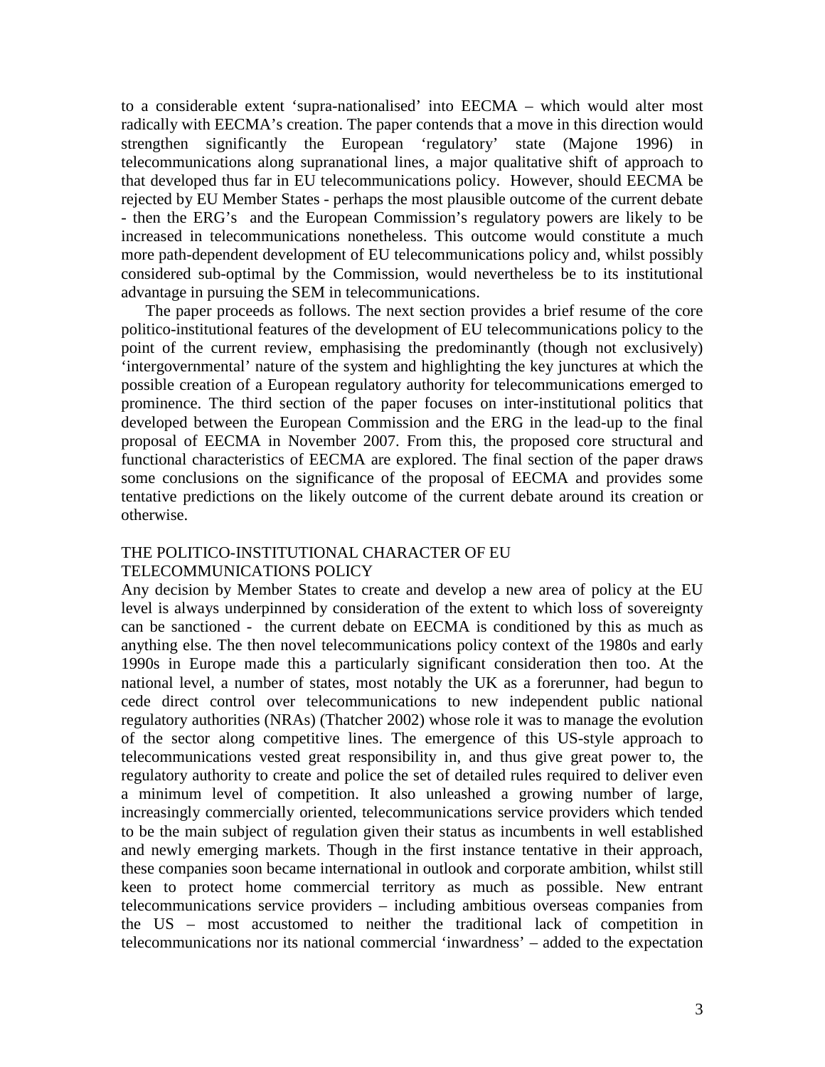to a considerable extent 'supra-nationalised' into EECMA – which would alter most radically with EECMA's creation. The paper contends that a move in this direction would strengthen significantly the European 'regulatory' state (Majone 1996) in telecommunications along supranational lines, a major qualitative shift of approach to that developed thus far in EU telecommunications policy. However, should EECMA be rejected by EU Member States - perhaps the most plausible outcome of the current debate - then the ERG's and the European Commission's regulatory powers are likely to be increased in telecommunications nonetheless. This outcome would constitute a much more path-dependent development of EU telecommunications policy and, whilst possibly considered sub-optimal by the Commission, would nevertheless be to its institutional advantage in pursuing the SEM in telecommunications.

The paper proceeds as follows. The next section provides a brief resume of the core politico-institutional features of the development of EU telecommunications policy to the point of the current review, emphasising the predominantly (though not exclusively) 'intergovernmental' nature of the system and highlighting the key junctures at which the possible creation of a European regulatory authority for telecommunications emerged to prominence. The third section of the paper focuses on inter-institutional politics that developed between the European Commission and the ERG in the lead-up to the final proposal of EECMA in November 2007. From this, the proposed core structural and functional characteristics of EECMA are explored. The final section of the paper draws some conclusions on the significance of the proposal of EECMA and provides some tentative predictions on the likely outcome of the current debate around its creation or otherwise.

## THE POLITICO-INSTITUTIONAL CHARACTER OF EU TELECOMMUNICATIONS POLICY

Any decision by Member States to create and develop a new area of policy at the EU level is always underpinned by consideration of the extent to which loss of sovereignty can be sanctioned - the current debate on EECMA is conditioned by this as much as anything else. The then novel telecommunications policy context of the 1980s and early 1990s in Europe made this a particularly significant consideration then too. At the national level, a number of states, most notably the UK as a forerunner, had begun to cede direct control over telecommunications to new independent public national regulatory authorities (NRAs) (Thatcher 2002) whose role it was to manage the evolution of the sector along competitive lines. The emergence of this US-style approach to telecommunications vested great responsibility in, and thus give great power to, the regulatory authority to create and police the set of detailed rules required to deliver even a minimum level of competition. It also unleashed a growing number of large, increasingly commercially oriented, telecommunications service providers which tended to be the main subject of regulation given their status as incumbents in well established and newly emerging markets. Though in the first instance tentative in their approach, these companies soon became international in outlook and corporate ambition, whilst still keen to protect home commercial territory as much as possible. New entrant telecommunications service providers – including ambitious overseas companies from the US – most accustomed to neither the traditional lack of competition in telecommunications nor its national commercial 'inwardness' – added to the expectation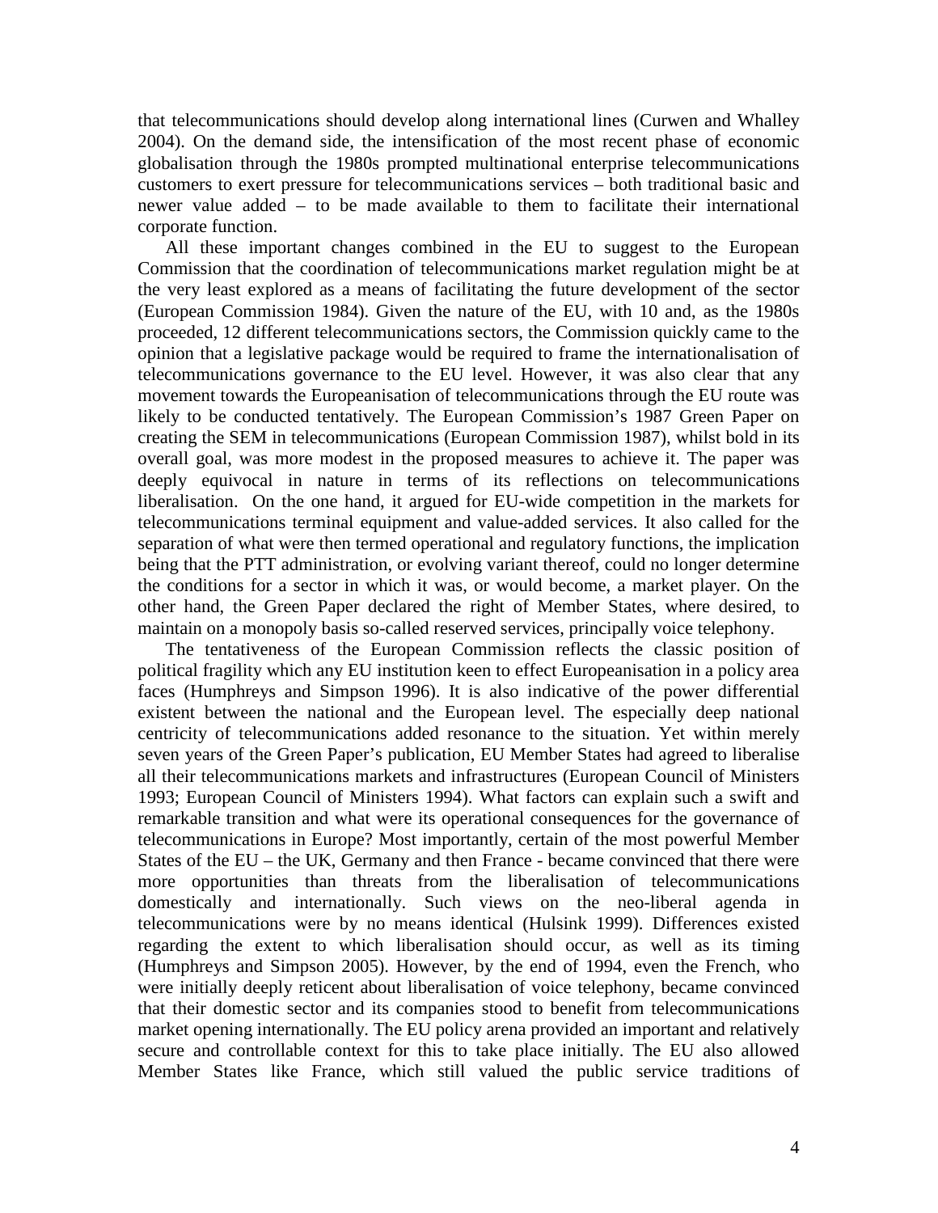that telecommunications should develop along international lines (Curwen and Whalley 2004). On the demand side, the intensification of the most recent phase of economic globalisation through the 1980s prompted multinational enterprise telecommunications customers to exert pressure for telecommunications services – both traditional basic and newer value added – to be made available to them to facilitate their international corporate function.

All these important changes combined in the EU to suggest to the European Commission that the coordination of telecommunications market regulation might be at the very least explored as a means of facilitating the future development of the sector (European Commission 1984). Given the nature of the EU, with 10 and, as the 1980s proceeded, 12 different telecommunications sectors, the Commission quickly came to the opinion that a legislative package would be required to frame the internationalisation of telecommunications governance to the EU level. However, it was also clear that any movement towards the Europeanisation of telecommunications through the EU route was likely to be conducted tentatively. The European Commission's 1987 Green Paper on creating the SEM in telecommunications (European Commission 1987), whilst bold in its overall goal, was more modest in the proposed measures to achieve it. The paper was deeply equivocal in nature in terms of its reflections on telecommunications liberalisation. On the one hand, it argued for EU-wide competition in the markets for telecommunications terminal equipment and value-added services. It also called for the separation of what were then termed operational and regulatory functions, the implication being that the PTT administration, or evolving variant thereof, could no longer determine the conditions for a sector in which it was, or would become, a market player. On the other hand, the Green Paper declared the right of Member States, where desired, to maintain on a monopoly basis so-called reserved services, principally voice telephony.

The tentativeness of the European Commission reflects the classic position of political fragility which any EU institution keen to effect Europeanisation in a policy area faces (Humphreys and Simpson 1996). It is also indicative of the power differential existent between the national and the European level. The especially deep national centricity of telecommunications added resonance to the situation. Yet within merely seven years of the Green Paper's publication, EU Member States had agreed to liberalise all their telecommunications markets and infrastructures (European Council of Ministers 1993; European Council of Ministers 1994). What factors can explain such a swift and remarkable transition and what were its operational consequences for the governance of telecommunications in Europe? Most importantly, certain of the most powerful Member States of the EU – the UK, Germany and then France - became convinced that there were more opportunities than threats from the liberalisation of telecommunications domestically and internationally. Such views on the neo-liberal agenda in telecommunications were by no means identical (Hulsink 1999). Differences existed regarding the extent to which liberalisation should occur, as well as its timing (Humphreys and Simpson 2005). However, by the end of 1994, even the French, who were initially deeply reticent about liberalisation of voice telephony, became convinced that their domestic sector and its companies stood to benefit from telecommunications market opening internationally. The EU policy arena provided an important and relatively secure and controllable context for this to take place initially. The EU also allowed Member States like France, which still valued the public service traditions of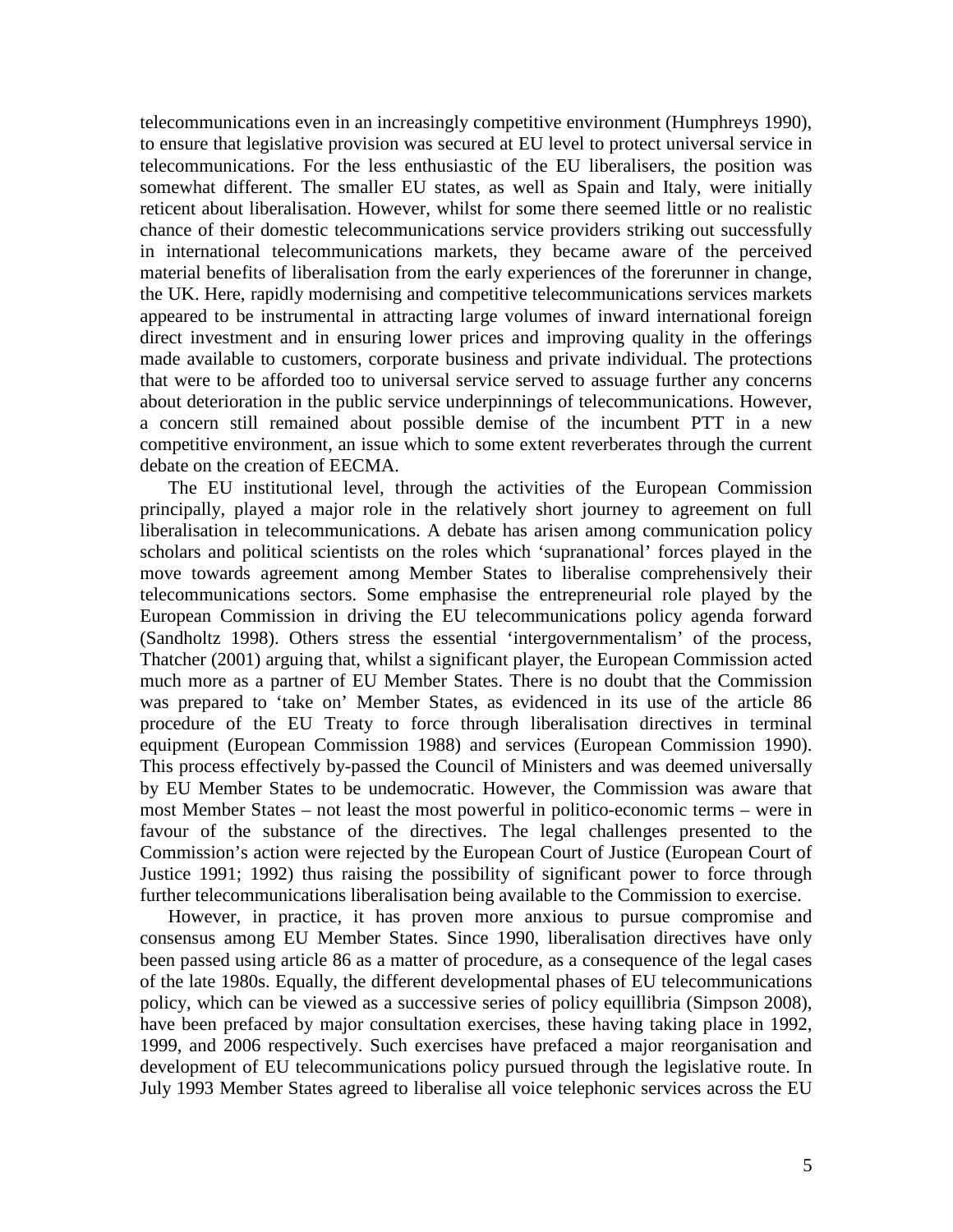telecommunications even in an increasingly competitive environment (Humphreys 1990), to ensure that legislative provision was secured at EU level to protect universal service in telecommunications. For the less enthusiastic of the EU liberalisers, the position was somewhat different. The smaller EU states, as well as Spain and Italy, were initially reticent about liberalisation. However, whilst for some there seemed little or no realistic chance of their domestic telecommunications service providers striking out successfully in international telecommunications markets, they became aware of the perceived material benefits of liberalisation from the early experiences of the forerunner in change, the UK. Here, rapidly modernising and competitive telecommunications services markets appeared to be instrumental in attracting large volumes of inward international foreign direct investment and in ensuring lower prices and improving quality in the offerings made available to customers, corporate business and private individual. The protections that were to be afforded too to universal service served to assuage further any concerns about deterioration in the public service underpinnings of telecommunications. However, a concern still remained about possible demise of the incumbent PTT in a new competitive environment, an issue which to some extent reverberates through the current debate on the creation of EECMA.

The EU institutional level, through the activities of the European Commission principally, played a major role in the relatively short journey to agreement on full liberalisation in telecommunications. A debate has arisen among communication policy scholars and political scientists on the roles which 'supranational' forces played in the move towards agreement among Member States to liberalise comprehensively their telecommunications sectors. Some emphasise the entrepreneurial role played by the European Commission in driving the EU telecommunications policy agenda forward (Sandholtz 1998). Others stress the essential 'intergovernmentalism' of the process, Thatcher (2001) arguing that, whilst a significant player, the European Commission acted much more as a partner of EU Member States. There is no doubt that the Commission was prepared to 'take on' Member States, as evidenced in its use of the article 86 procedure of the EU Treaty to force through liberalisation directives in terminal equipment (European Commission 1988) and services (European Commission 1990). This process effectively by-passed the Council of Ministers and was deemed universally by EU Member States to be undemocratic. However, the Commission was aware that most Member States – not least the most powerful in politico-economic terms – were in favour of the substance of the directives. The legal challenges presented to the Commission's action were rejected by the European Court of Justice (European Court of Justice 1991; 1992) thus raising the possibility of significant power to force through further telecommunications liberalisation being available to the Commission to exercise.

However, in practice, it has proven more anxious to pursue compromise and consensus among EU Member States. Since 1990, liberalisation directives have only been passed using article 86 as a matter of procedure, as a consequence of the legal cases of the late 1980s. Equally, the different developmental phases of EU telecommunications policy, which can be viewed as a successive series of policy equillibria (Simpson 2008), have been prefaced by major consultation exercises, these having taking place in 1992, 1999, and 2006 respectively. Such exercises have prefaced a major reorganisation and development of EU telecommunications policy pursued through the legislative route. In July 1993 Member States agreed to liberalise all voice telephonic services across the EU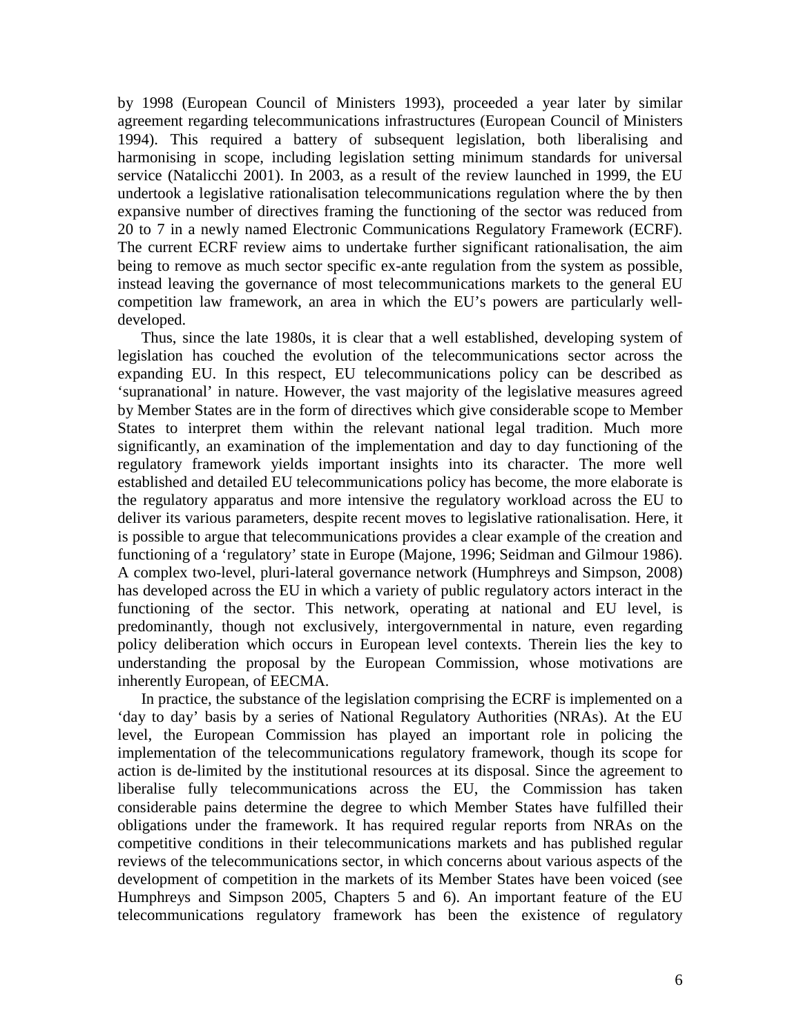by 1998 (European Council of Ministers 1993), proceeded a year later by similar agreement regarding telecommunications infrastructures (European Council of Ministers 1994). This required a battery of subsequent legislation, both liberalising and harmonising in scope, including legislation setting minimum standards for universal service (Natalicchi 2001). In 2003, as a result of the review launched in 1999, the EU undertook a legislative rationalisation telecommunications regulation where the by then expansive number of directives framing the functioning of the sector was reduced from 20 to 7 in a newly named Electronic Communications Regulatory Framework (ECRF). The current ECRF review aims to undertake further significant rationalisation, the aim being to remove as much sector specific ex-ante regulation from the system as possible, instead leaving the governance of most telecommunications markets to the general EU competition law framework, an area in which the EU's powers are particularly well-developed.

Thus, since the late 1980s, it is clear that a well established, developing system of legislation has couched the evolution of the telecommunications sector across the expanding EU. In this respect, EU telecommunications policy can be described as 'supranational' in nature. However, the vast majority of the legislative measures agreed by Member States are in the form of directives which give considerable scope to Member States to interpret them within the relevant national legal tradition. Much more significantly, an examination of the implementation and day to day functioning of the regulatory framework yields important insights into its character. The more well established and detailed EU telecommunications policy has become, the more elaborate is the regulatory apparatus and more intensive the regulatory workload across the EU to deliver its various parameters, despite recent moves to legislative rationalisation. Here, it is possible to argue that telecommunications provides a clear example of the creation and functioning of a 'regulatory' state in Europe (Majone, 1996; Seidman and Gilmour 1986). A complex two-level, pluri-lateral governance network (Humphreys and Simpson, 2008) has developed across the EU in which a variety of public regulatory actors interact in the functioning of the sector. This network, operating at national and EU level, is predominantly, though not exclusively, intergovernmental in nature, even regarding policy deliberation which occurs in European level contexts. Therein lies the key to understanding the proposal by the European Commission, whose motivations are inherently European, of EECMA.

In practice, the substance of the legislation comprising the ECRF is implemented on a 'day to day' basis by a series of National Regulatory Authorities (NRAs). At the EU level, the European Commission has played an important role in policing the implementation of the telecommunications regulatory framework, though its scope for action is de-limited by the institutional resources at its disposal. Since the agreement to liberalise fully telecommunications across the EU, the Commission has taken considerable pains determine the degree to which Member States have fulfilled their obligations under the framework. It has required regular reports from NRAs on the competitive conditions in their telecommunications markets and has published regular reviews of the telecommunications sector, in which concerns about various aspects of the development of competition in the markets of its Member States have been voiced (see Humphreys and Simpson 2005, Chapters 5 and 6). An important feature of the EU telecommunications regulatory framework has been the existence of regulatory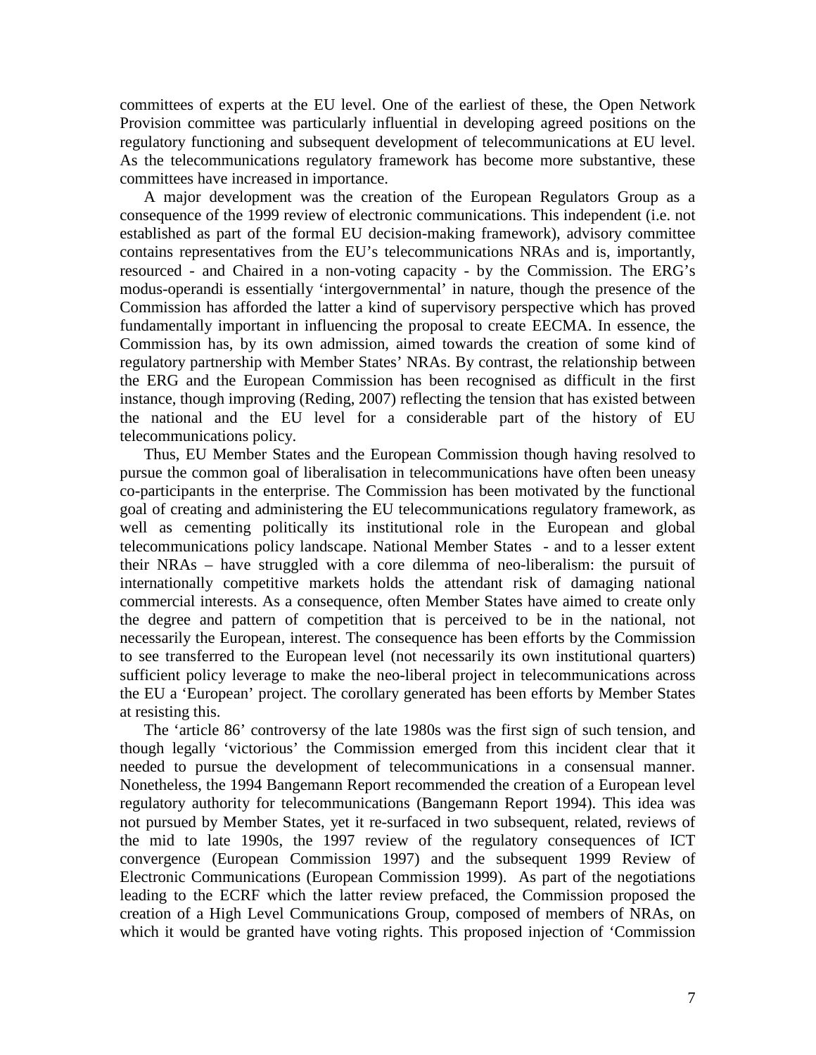committees of experts at the EU level. One of the earliest of these, the Open Network Provision committee was particularly influential in developing agreed positions on the regulatory functioning and subsequent development of telecommunications at EU level. As the telecommunications regulatory framework has become more substantive, these committees have increased in importance.

A major development was the creation of the European Regulators Group as a consequence of the 1999 review of electronic communications. This independent (i.e. not established as part of the formal EU decision-making framework), advisory committee contains representatives from the EU's telecommunications NRAs and is, importantly, resourced - and Chaired in a non-voting capacity - by the Commission. The ERG's modus-operandi is essentially 'intergovernmental' in nature, though the presence of the Commission has afforded the latter a kind of supervisory perspective which has proved fundamentally important in influencing the proposal to create EECMA. In essence, the Commission has, by its own admission, aimed towards the creation of some kind of regulatory partnership with Member States' NRAs. By contrast, the relationship between the ERG and the European Commission has been recognised as difficult in the first instance, though improving (Reding, 2007) reflecting the tension that has existed between the national and the EU level for a considerable part of the history of EU telecommunications policy.

Thus, EU Member States and the European Commission though having resolved to pursue the common goal of liberalisation in telecommunications have often been uneasy co-participants in the enterprise. The Commission has been motivated by the functional goal of creating and administering the EU telecommunications regulatory framework, as well as cementing politically its institutional role in the European and global telecommunications policy landscape. National Member States - and to a lesser extent their NRAs – have struggled with a core dilemma of neo-liberalism: the pursuit of internationally competitive markets holds the attendant risk of damaging national commercial interests. As a consequence, often Member States have aimed to create only the degree and pattern of competition that is perceived to be in the national, not necessarily the European, interest. The consequence has been efforts by the Commission to see transferred to the European level (not necessarily its own institutional quarters) sufficient policy leverage to make the neo-liberal project in telecommunications across the EU a 'European' project. The corollary generated has been efforts by Member States at resisting this.

The 'article 86' controversy of the late 1980s was the first sign of such tension, and though legally 'victorious' the Commission emerged from this incident clear that it needed to pursue the development of telecommunications in a consensual manner. Nonetheless, the 1994 Bangemann Report recommended the creation of a European level regulatory authority for telecommunications (Bangemann Report 1994). This idea was not pursued by Member States, yet it re-surfaced in two subsequent, related, reviews of the mid to late 1990s, the 1997 review of the regulatory consequences of ICT convergence (European Commission 1997) and the subsequent 1999 Review of Electronic Communications (European Commission 1999). As part of the negotiations leading to the ECRF which the latter review prefaced, the Commission proposed the creation of a High Level Communications Group, composed of members of NRAs, on which it would be granted have voting rights. This proposed injection of 'Commission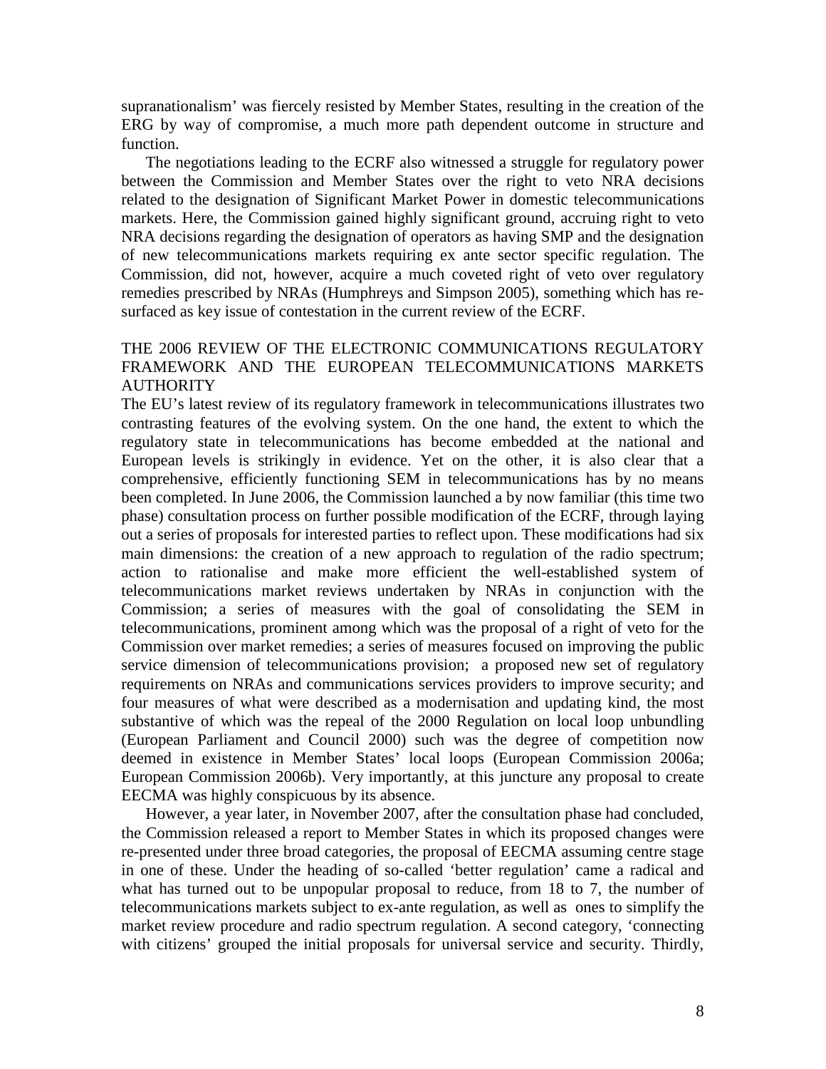supranationalism' was fiercely resisted by Member States, resulting in the creation of the ERG by way of compromise, a much more path dependent outcome in structure and function.

The negotiations leading to the ECRF also witnessed a struggle for regulatory power between the Commission and Member States over the right to veto NRA decisions related to the designation of Significant Market Power in domestic telecommunications markets. Here, the Commission gained highly significant ground, accruing right to veto NRA decisions regarding the designation of operators as having SMP and the designation of new telecommunications markets requiring ex ante sector specific regulation. The Commission, did not, however, acquire a much coveted right of veto over regulatory remedies prescribed by NRAs (Humphreys and Simpson 2005), something which has re-surfaced as key issue of contestation in the current review of the ECRF.

## THE 2006 REVIEW OF THE ELECTRONIC COMMUNICATIONS REGULATORY FRAMEWORK AND THE EUROPEAN TELECOMMUNICATIONS MARKETS AUTHORITY

The EU's latest review of its regulatory framework in telecommunications illustrates two contrasting features of the evolving system. On the one hand, the extent to which the regulatory state in telecommunications has become embedded at the national and European levels is strikingly in evidence. Yet on the other, it is also clear that a comprehensive, efficiently functioning SEM in telecommunications has by no means been completed. In June 2006, the Commission launched a by now familiar (this time two phase) consultation process on further possible modification of the ECRF, through laying out a series of proposals for interested parties to reflect upon. These modifications had six main dimensions: the creation of a new approach to regulation of the radio spectrum; action to rationalise and make more efficient the well-established system of telecommunications market reviews undertaken by NRAs in conjunction with the Commission; a series of measures with the goal of consolidating the SEM in telecommunications, prominent among which was the proposal of a right of veto for the Commission over market remedies; a series of measures focused on improving the public service dimension of telecommunications provision; a proposed new set of regulatory requirements on NRAs and communications services providers to improve security; and four measures of what were described as a modernisation and updating kind, the most substantive of which was the repeal of the 2000 Regulation on local loop unbundling (European Parliament and Council 2000) such was the degree of competition now deemed in existence in Member States' local loops (European Commission 2006a; European Commission 2006b). Very importantly, at this juncture any proposal to create EECMA was highly conspicuous by its absence.

However, a year later, in November 2007, after the consultation phase had concluded, the Commission released a report to Member States in which its proposed changes were re-presented under three broad categories, the proposal of EECMA assuming centre stage in one of these. Under the heading of so-called 'better regulation' came a radical and what has turned out to be unpopular proposal to reduce, from 18 to 7, the number of telecommunications markets subject to ex-ante regulation, as well as ones to simplify the market review procedure and radio spectrum regulation. A second category, 'connecting with citizens' grouped the initial proposals for universal service and security. Thirdly,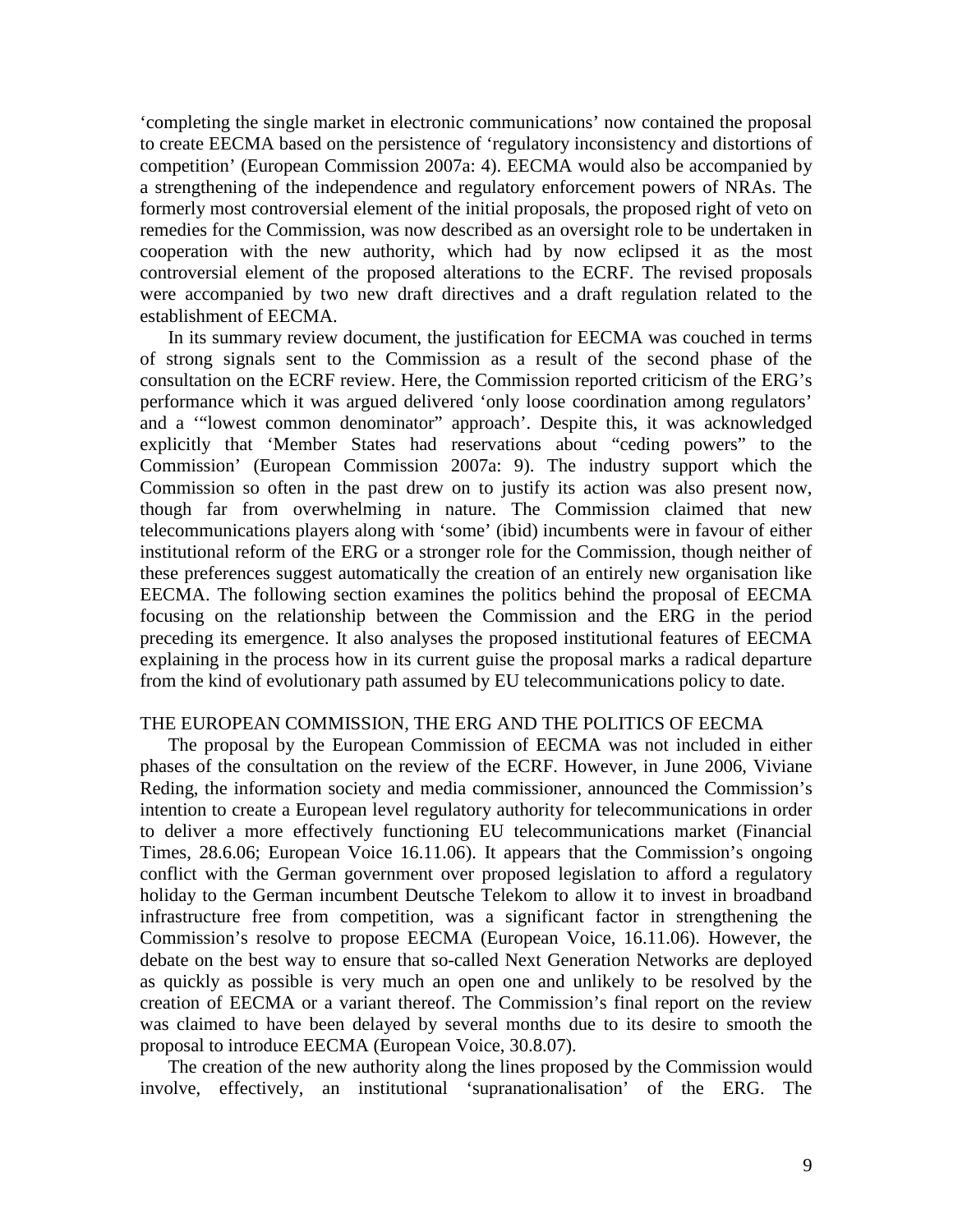'completing the single market in electronic communications' now contained the proposal to create EECMA based on the persistence of 'regulatory inconsistency and distortions of competition' (European Commission 2007a: 4). EECMA would also be accompanied by a strengthening of the independence and regulatory enforcement powers of NRAs. The formerly most controversial element of the initial proposals, the proposed right of veto on remedies for the Commission, was now described as an oversight role to be undertaken in cooperation with the new authority, which had by now eclipsed it as the most controversial element of the proposed alterations to the ECRF. The revised proposals were accompanied by two new draft directives and a draft regulation related to the establishment of EECMA.

In its summary review document, the justification for EECMA was couched in terms of strong signals sent to the Commission as a result of the second phase of the consultation on the ECRF review. Here, the Commission reported criticism of the ERG's performance which it was argued delivered 'only loose coordination among regulators' and a '"lowest common denominator" approach'. Despite this, it was acknowledged explicitly that 'Member States had reservations about "ceding powers" to the Commission' (European Commission 2007a: 9). The industry support which the Commission so often in the past drew on to justify its action was also present now, though far from overwhelming in nature. The Commission claimed that new telecommunications players along with 'some' (ibid) incumbents were in favour of either institutional reform of the ERG or a stronger role for the Commission, though neither of these preferences suggest automatically the creation of an entirely new organisation like EECMA. The following section examines the politics behind the proposal of EECMA focusing on the relationship between the Commission and the ERG in the period preceding its emergence. It also analyses the proposed institutional features of EECMA explaining in the process how in its current guise the proposal marks a radical departure from the kind of evolutionary path assumed by EU telecommunications policy to date.

## THE EUROPEAN COMMISSION, THE ERG AND THE POLITICS OF EECMA

The proposal by the European Commission of EECMA was not included in either phases of the consultation on the review of the ECRF. However, in June 2006, Viviane Reding, the information society and media commissioner, announced the Commission's intention to create a European level regulatory authority for telecommunications in order to deliver a more effectively functioning EU telecommunications market (Financial Times, 28.6.06; European Voice 16.11.06). It appears that the Commission's ongoing conflict with the German government over proposed legislation to afford a regulatory holiday to the German incumbent Deutsche Telekom to allow it to invest in broadband infrastructure free from competition, was a significant factor in strengthening the Commission's resolve to propose EECMA (European Voice, 16.11.06). However, the debate on the best way to ensure that so-called Next Generation Networks are deployed as quickly as possible is very much an open one and unlikely to be resolved by the creation of EECMA or a variant thereof. The Commission's final report on the review was claimed to have been delayed by several months due to its desire to smooth the proposal to introduce EECMA (European Voice, 30.8.07).

The creation of the new authority along the lines proposed by the Commission would involve, effectively, an institutional 'supranationalisation' of the ERG. The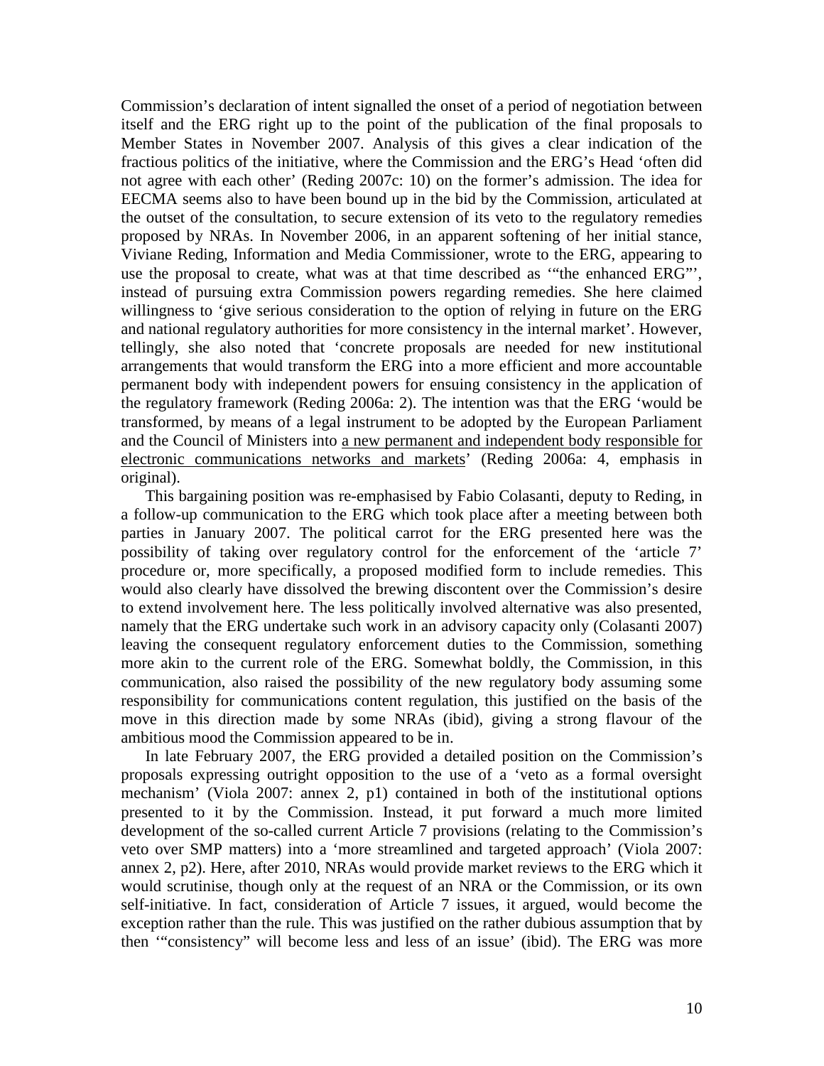Commission's declaration of intent signalled the onset of a period of negotiation between itself and the ERG right up to the point of the publication of the final proposals to Member States in November 2007. Analysis of this gives a clear indication of the fractious politics of the initiative, where the Commission and the ERG's Head 'often did not agree with each other' (Reding 2007c: 10) on the former's admission. The idea for EECMA seems also to have been bound up in the bid by the Commission, articulated at the outset of the consultation, to secure extension of its veto to the regulatory remedies proposed by NRAs. In November 2006, in an apparent softening of her initial stance, Viviane Reding, Information and Media Commissioner, wrote to the ERG, appearing to use the proposal to create, what was at that time described as '"the enhanced ERG"', instead of pursuing extra Commission powers regarding remedies. She here claimed willingness to 'give serious consideration to the option of relying in future on the ERG and national regulatory authorities for more consistency in the internal market'. However, tellingly, she also noted that 'concrete proposals are needed for new institutional arrangements that would transform the ERG into a more efficient and more accountable permanent body with independent powers for ensuing consistency in the application of the regulatory framework (Reding 2006a: 2). The intention was that the ERG 'would be transformed, by means of a legal instrument to be adopted by the European Parliament and the Council of Ministers into <u>a new permanent and independent body responsible for electronic communications networks and markets</u>' (Reding 2006a: 4, emphasis in original).

This bargaining position was re-emphasised by Fabio Colasanti, deputy to Reding, in a follow-up communication to the ERG which took place after a meeting between both parties in January 2007. The political carrot for the ERG presented here was the possibility of taking over regulatory control for the enforcement of the 'article 7' procedure or, more specifically, a proposed modified form to include remedies. This would also clearly have dissolved the brewing discontent over the Commission's desire to extend involvement here. The less politically involved alternative was also presented, namely that the ERG undertake such work in an advisory capacity only (Colasanti 2007) leaving the consequent regulatory enforcement duties to the Commission, something more akin to the current role of the ERG. Somewhat boldly, the Commission, in this communication, also raised the possibility of the new regulatory body assuming some responsibility for communications content regulation, this justified on the basis of the move in this direction made by some NRAs (ibid), giving a strong flavour of the ambitious mood the Commission appeared to be in.

In late February 2007, the ERG provided a detailed position on the Commission's proposals expressing outright opposition to the use of a 'veto as a formal oversight mechanism' (Viola 2007: annex 2, p1) contained in both of the institutional options presented to it by the Commission. Instead, it put forward a much more limited development of the so-called current Article 7 provisions (relating to the Commission's veto over SMP matters) into a 'more streamlined and targeted approach' (Viola 2007: annex 2, p2). Here, after 2010, NRAs would provide market reviews to the ERG which it would scrutinise, though only at the request of an NRA or the Commission, or its own self-initiative. In fact, consideration of Article 7 issues, it argued, would become the exception rather than the rule. This was justified on the rather dubious assumption that by then '"consistency" will become less and less of an issue' (ibid). The ERG was more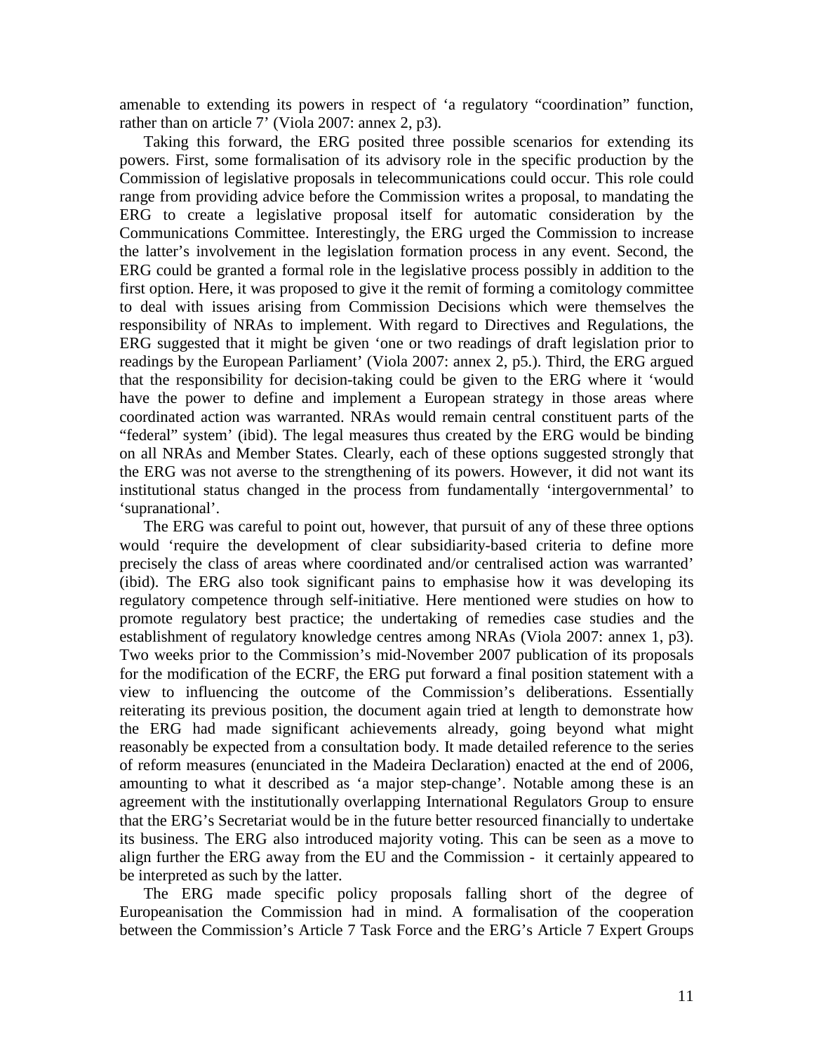amenable to extending its powers in respect of 'a regulatory "coordination" function, rather than on article 7' (Viola 2007: annex 2, p3).

Taking this forward, the ERG posited three possible scenarios for extending its powers. First, some formalisation of its advisory role in the specific production by the Commission of legislative proposals in telecommunications could occur. This role could range from providing advice before the Commission writes a proposal, to mandating the ERG to create a legislative proposal itself for automatic consideration by the Communications Committee. Interestingly, the ERG urged the Commission to increase the latter's involvement in the legislation formation process in any event. Second, the ERG could be granted a formal role in the legislative process possibly in addition to the first option. Here, it was proposed to give it the remit of forming a comitology committee to deal with issues arising from Commission Decisions which were themselves the responsibility of NRAs to implement. With regard to Directives and Regulations, the ERG suggested that it might be given 'one or two readings of draft legislation prior to readings by the European Parliament' (Viola 2007: annex 2, p5.). Third, the ERG argued that the responsibility for decision-taking could be given to the ERG where it 'would have the power to define and implement a European strategy in those areas where coordinated action was warranted. NRAs would remain central constituent parts of the "federal" system' (ibid). The legal measures thus created by the ERG would be binding on all NRAs and Member States. Clearly, each of these options suggested strongly that the ERG was not averse to the strengthening of its powers. However, it did not want its institutional status changed in the process from fundamentally 'intergovernmental' to 'supranational'.

The ERG was careful to point out, however, that pursuit of any of these three options would 'require the development of clear subsidiarity-based criteria to define more precisely the class of areas where coordinated and/or centralised action was warranted' (ibid). The ERG also took significant pains to emphasise how it was developing its regulatory competence through self-initiative. Here mentioned were studies on how to promote regulatory best practice; the undertaking of remedies case studies and the establishment of regulatory knowledge centres among NRAs (Viola 2007: annex 1, p3). Two weeks prior to the Commission's mid-November 2007 publication of its proposals for the modification of the ECRF, the ERG put forward a final position statement with a view to influencing the outcome of the Commission's deliberations. Essentially reiterating its previous position, the document again tried at length to demonstrate how the ERG had made significant achievements already, going beyond what might reasonably be expected from a consultation body. It made detailed reference to the series of reform measures (enunciated in the Madeira Declaration) enacted at the end of 2006, amounting to what it described as 'a major step-change'. Notable among these is an agreement with the institutionally overlapping International Regulators Group to ensure that the ERG's Secretariat would be in the future better resourced financially to undertake its business. The ERG also introduced majority voting. This can be seen as a move to align further the ERG away from the EU and the Commission - it certainly appeared to be interpreted as such by the latter.

The ERG made specific policy proposals falling short of the degree of Europeanisation the Commission had in mind. A formalisation of the cooperation between the Commission's Article 7 Task Force and the ERG's Article 7 Expert Groups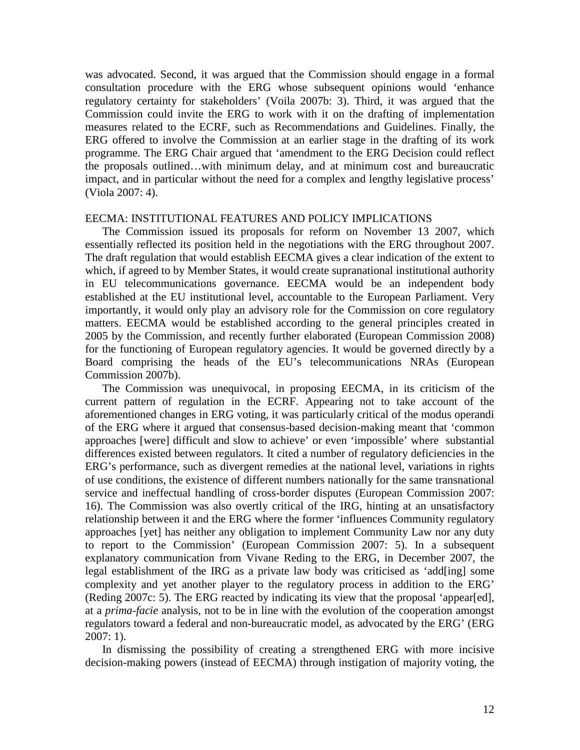was advocated. Second, it was argued that the Commission should engage in a formal consultation procedure with the ERG whose subsequent opinions would 'enhance regulatory certainty for stakeholders' (Voila 2007b: 3). Third, it was argued that the Commission could invite the ERG to work with it on the drafting of implementation measures related to the ECRF, such as Recommendations and Guidelines. Finally, the ERG offered to involve the Commission at an earlier stage in the drafting of its work programme. The ERG Chair argued that 'amendment to the ERG Decision could reflect the proposals outlined…with minimum delay, and at minimum cost and bureaucratic impact, and in particular without the need for a complex and lengthy legislative process' (Viola 2007: 4).

## EECMA: INSTITUTIONAL FEATURES AND POLICY IMPLICATIONS

The Commission issued its proposals for reform on November 13 2007, which essentially reflected its position held in the negotiations with the ERG throughout 2007. The draft regulation that would establish EECMA gives a clear indication of the extent to which, if agreed to by Member States, it would create supranational institutional authority in EU telecommunications governance. EECMA would be an independent body established at the EU institutional level, accountable to the European Parliament. Very importantly, it would only play an advisory role for the Commission on core regulatory matters. EECMA would be established according to the general principles created in 2005 by the Commission, and recently further elaborated (European Commission 2008) for the functioning of European regulatory agencies. It would be governed directly by a Board comprising the heads of the EU's telecommunications NRAs (European Commission 2007b).

The Commission was unequivocal, in proposing EECMA, in its criticism of the current pattern of regulation in the ECRF. Appearing not to take account of the aforementioned changes in ERG voting, it was particularly critical of the modus operandi of the ERG where it argued that consensus-based decision-making meant that 'common approaches [were] difficult and slow to achieve' or even 'impossible' where substantial differences existed between regulators. It cited a number of regulatory deficiencies in the ERG's performance, such as divergent remedies at the national level, variations in rights of use conditions, the existence of different numbers nationally for the same transnational service and ineffectual handling of cross-border disputes (European Commission 2007: 16). The Commission was also overtly critical of the IRG, hinting at an unsatisfactory relationship between it and the ERG where the former 'influences Community regulatory approaches [yet] has neither any obligation to implement Community Law nor any duty to report to the Commission' (European Commission 2007: 5). In a subsequent explanatory communication from Vivane Reding to the ERG, in December 2007, the legal establishment of the IRG as a private law body was criticised as 'add[ing] some complexity and yet another player to the regulatory process in addition to the ERG' (Reding 2007c: 5). The ERG reacted by indicating its view that the proposal 'appear[ed], at a *prima-facie* analysis, not to be in line with the evolution of the cooperation amongst regulators toward a federal and non-bureaucratic model, as advocated by the ERG' (ERG 2007: 1).

In dismissing the possibility of creating a strengthened ERG with more incisive decision-making powers (instead of EECMA) through instigation of majority voting, the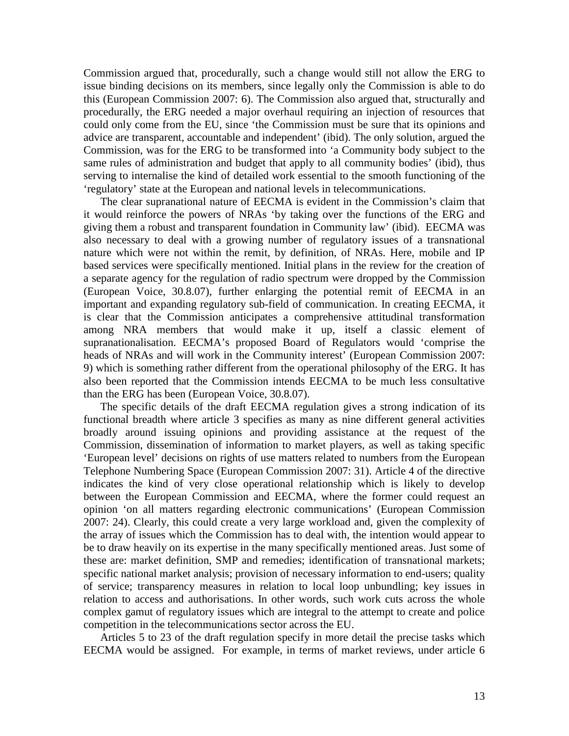Commission argued that, procedurally, such a change would still not allow the ERG to issue binding decisions on its members, since legally only the Commission is able to do this (European Commission 2007: 6). The Commission also argued that, structurally and procedurally, the ERG needed a major overhaul requiring an injection of resources that could only come from the EU, since 'the Commission must be sure that its opinions and advice are transparent, accountable and independent' (ibid). The only solution, argued the Commission, was for the ERG to be transformed into 'a Community body subject to the same rules of administration and budget that apply to all community bodies' (ibid), thus serving to internalise the kind of detailed work essential to the smooth functioning of the 'regulatory' state at the European and national levels in telecommunications.

The clear supranational nature of EECMA is evident in the Commission's claim that it would reinforce the powers of NRAs 'by taking over the functions of the ERG and giving them a robust and transparent foundation in Community law' (ibid). EECMA was also necessary to deal with a growing number of regulatory issues of a transnational nature which were not within the remit, by definition, of NRAs. Here, mobile and IP based services were specifically mentioned. Initial plans in the review for the creation of a separate agency for the regulation of radio spectrum were dropped by the Commission (European Voice, 30.8.07), further enlarging the potential remit of EECMA in an important and expanding regulatory sub-field of communication. In creating EECMA, it is clear that the Commission anticipates a comprehensive attitudinal transformation among NRA members that would make it up, itself a classic element of supranationalisation. EECMA's proposed Board of Regulators would 'comprise the heads of NRAs and will work in the Community interest' (European Commission 2007: 9) which is something rather different from the operational philosophy of the ERG. It has also been reported that the Commission intends EECMA to be much less consultative than the ERG has been (European Voice, 30.8.07).

The specific details of the draft EECMA regulation gives a strong indication of its functional breadth where article 3 specifies as many as nine different general activities broadly around issuing opinions and providing assistance at the request of the Commission, dissemination of information to market players, as well as taking specific 'European level' decisions on rights of use matters related to numbers from the European Telephone Numbering Space (European Commission 2007: 31). Article 4 of the directive indicates the kind of very close operational relationship which is likely to develop between the European Commission and EECMA, where the former could request an opinion 'on all matters regarding electronic communications' (European Commission 2007: 24). Clearly, this could create a very large workload and, given the complexity of the array of issues which the Commission has to deal with, the intention would appear to be to draw heavily on its expertise in the many specifically mentioned areas. Just some of these are: market definition, SMP and remedies; identification of transnational markets; specific national market analysis; provision of necessary information to end-users; quality of service; transparency measures in relation to local loop unbundling; key issues in relation to access and authorisations. In other words, such work cuts across the whole complex gamut of regulatory issues which are integral to the attempt to create and police competition in the telecommunications sector across the EU.

Articles 5 to 23 of the draft regulation specify in more detail the precise tasks which EECMA would be assigned. For example, in terms of market reviews, under article 6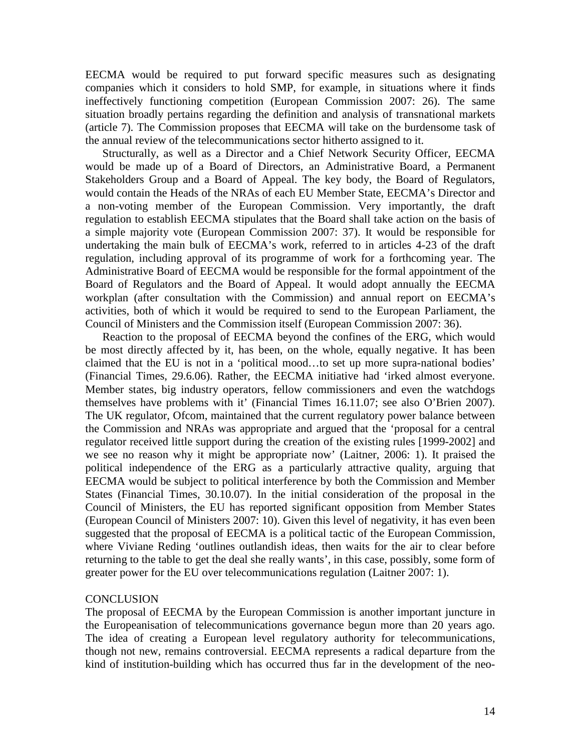EECMA would be required to put forward specific measures such as designating companies which it considers to hold SMP, for example, in situations where it finds ineffectively functioning competition (European Commission 2007: 26). The same situation broadly pertains regarding the definition and analysis of transnational markets (article 7). The Commission proposes that EECMA will take on the burdensome task of the annual review of the telecommunications sector hitherto assigned to it.

Structurally, as well as a Director and a Chief Network Security Officer, EECMA would be made up of a Board of Directors, an Administrative Board, a Permanent Stakeholders Group and a Board of Appeal. The key body, the Board of Regulators, would contain the Heads of the NRAs of each EU Member State, EECMA's Director and a non-voting member of the European Commission. Very importantly, the draft regulation to establish EECMA stipulates that the Board shall take action on the basis of a simple majority vote (European Commission 2007: 37). It would be responsible for undertaking the main bulk of EECMA's work, referred to in articles 4-23 of the draft regulation, including approval of its programme of work for a forthcoming year. The Administrative Board of EECMA would be responsible for the formal appointment of the Board of Regulators and the Board of Appeal. It would adopt annually the EECMA workplan (after consultation with the Commission) and annual report on EECMA's activities, both of which it would be required to send to the European Parliament, the Council of Ministers and the Commission itself (European Commission 2007: 36).

Reaction to the proposal of EECMA beyond the confines of the ERG, which would be most directly affected by it, has been, on the whole, equally negative. It has been claimed that the EU is not in a 'political mood…to set up more supra-national bodies' (Financial Times, 29.6.06). Rather, the EECMA initiative had 'irked almost everyone. Member states, big industry operators, fellow commissioners and even the watchdogs themselves have problems with it' (Financial Times 16.11.07; see also O'Brien 2007). The UK regulator, Ofcom, maintained that the current regulatory power balance between the Commission and NRAs was appropriate and argued that the 'proposal for a central regulator received little support during the creation of the existing rules [1999-2002] and we see no reason why it might be appropriate now' (Laitner, 2006: 1). It praised the political independence of the ERG as a particularly attractive quality, arguing that EECMA would be subject to political interference by both the Commission and Member States (Financial Times, 30.10.07). In the initial consideration of the proposal in the Council of Ministers, the EU has reported significant opposition from Member States (European Council of Ministers 2007: 10). Given this level of negativity, it has even been suggested that the proposal of EECMA is a political tactic of the European Commission, where Viviane Reding 'outlines outlandish ideas, then waits for the air to clear before returning to the table to get the deal she really wants', in this case, possibly, some form of greater power for the EU over telecommunications regulation (Laitner 2007: 1).

## CONCLUSION

The proposal of EECMA by the European Commission is another important juncture in the Europeanisation of telecommunications governance begun more than 20 years ago. The idea of creating a European level regulatory authority for telecommunications, though not new, remains controversial. EECMA represents a radical departure from the kind of institution-building which has occurred thus far in the development of the neo-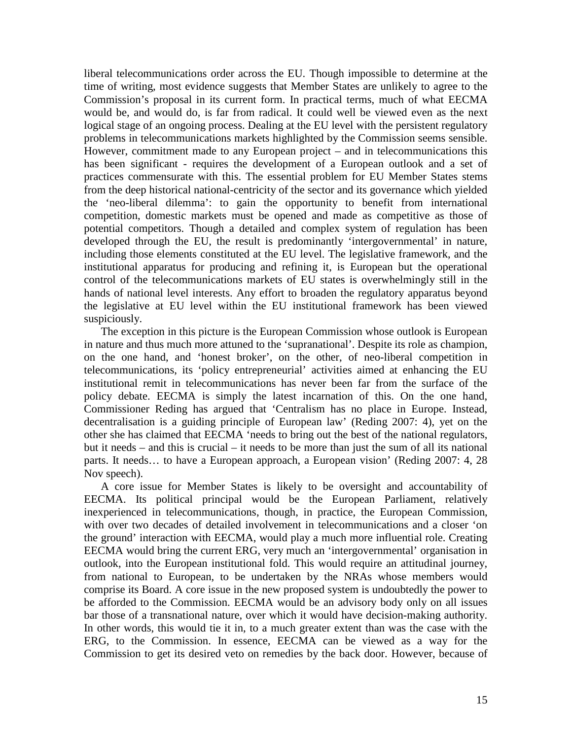liberal telecommunications order across the EU. Though impossible to determine at the time of writing, most evidence suggests that Member States are unlikely to agree to the Commission's proposal in its current form. In practical terms, much of what EECMA would be, and would do, is far from radical. It could well be viewed even as the next logical stage of an ongoing process. Dealing at the EU level with the persistent regulatory problems in telecommunications markets highlighted by the Commission seems sensible. However, commitment made to any European project – and in telecommunications this has been significant - requires the development of a European outlook and a set of practices commensurate with this. The essential problem for EU Member States stems from the deep historical national-centricity of the sector and its governance which yielded the 'neo-liberal dilemma': to gain the opportunity to benefit from international competition, domestic markets must be opened and made as competitive as those of potential competitors. Though a detailed and complex system of regulation has been developed through the EU, the result is predominantly 'intergovernmental' in nature, including those elements constituted at the EU level. The legislative framework, and the institutional apparatus for producing and refining it, is European but the operational control of the telecommunications markets of EU states is overwhelmingly still in the hands of national level interests. Any effort to broaden the regulatory apparatus beyond the legislative at EU level within the EU institutional framework has been viewed suspiciously.

The exception in this picture is the European Commission whose outlook is European in nature and thus much more attuned to the 'supranational'. Despite its role as champion, on the one hand, and 'honest broker', on the other, of neo-liberal competition in telecommunications, its 'policy entrepreneurial' activities aimed at enhancing the EU institutional remit in telecommunications has never been far from the surface of the policy debate. EECMA is simply the latest incarnation of this. On the one hand, Commissioner Reding has argued that 'Centralism has no place in Europe. Instead, decentralisation is a guiding principle of European law' (Reding 2007: 4), yet on the other she has claimed that EECMA 'needs to bring out the best of the national regulators, but it needs – and this is crucial – it needs to be more than just the sum of all its national parts. It needs… to have a European approach, a European vision' (Reding 2007: 4, 28 Nov speech).

A core issue for Member States is likely to be oversight and accountability of EECMA. Its political principal would be the European Parliament, relatively inexperienced in telecommunications, though, in practice, the European Commission, with over two decades of detailed involvement in telecommunications and a closer 'on the ground' interaction with EECMA, would play a much more influential role. Creating EECMA would bring the current ERG, very much an 'intergovernmental' organisation in outlook, into the European institutional fold. This would require an attitudinal journey, from national to European, to be undertaken by the NRAs whose members would comprise its Board. A core issue in the new proposed system is undoubtedly the power to be afforded to the Commission. EECMA would be an advisory body only on all issues bar those of a transnational nature, over which it would have decision-making authority. In other words, this would tie it in, to a much greater extent than was the case with the ERG, to the Commission. In essence, EECMA can be viewed as a way for the Commission to get its desired veto on remedies by the back door. However, because of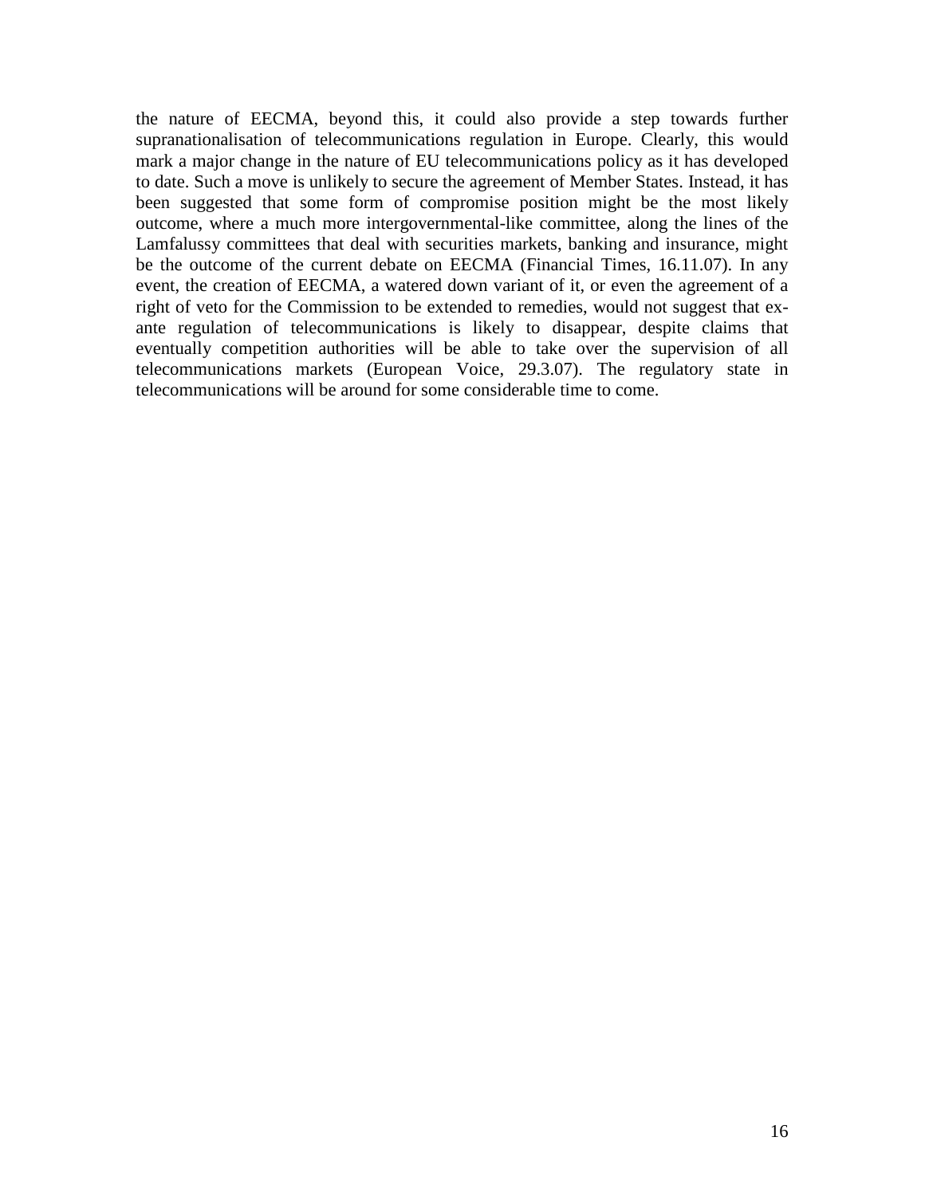the nature of EECMA, beyond this, it could also provide a step towards further supranationalisation of telecommunications regulation in Europe. Clearly, this would mark a major change in the nature of EU telecommunications policy as it has developed to date. Such a move is unlikely to secure the agreement of Member States. Instead, it has been suggested that some form of compromise position might be the most likely outcome, where a much more intergovernmental-like committee, along the lines of the Lamfalussy committees that deal with securities markets, banking and insurance, might be the outcome of the current debate on EECMA (Financial Times, 16.11.07). In any event, the creation of EECMA, a watered down variant of it, or even the agreement of a right of veto for the Commission to be extended to remedies, would not suggest that ex-ante regulation of telecommunications is likely to disappear, despite claims that eventually competition authorities will be able to take over the supervision of all telecommunications markets (European Voice, 29.3.07). The regulatory state in telecommunications will be around for some considerable time to come.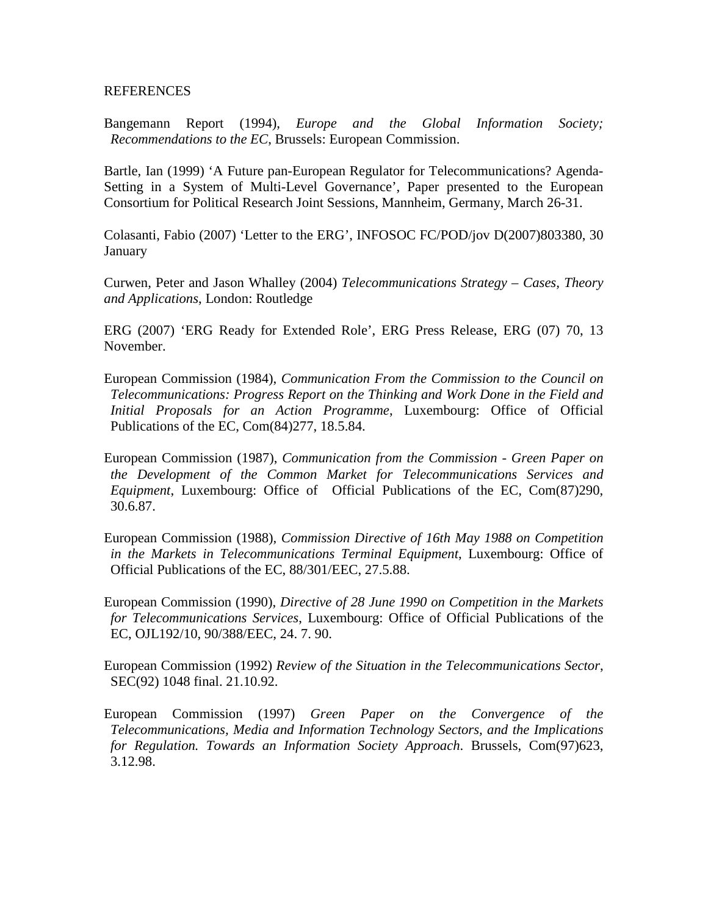REFERENCES

Bangemann Report (1994), *Europe and the Global Information Society; Recommendations to the EC*, Brussels: European Commission.

Bartle, Ian (1999) 'A Future pan-European Regulator for Telecommunications? Agenda-Setting in a System of Multi-Level Governance', Paper presented to the European Consortium for Political Research Joint Sessions, Mannheim, Germany, March 26-31.

Colasanti, Fabio (2007) 'Letter to the ERG', INFOSOC FC/POD/jov D(2007)803380, 30 January

Curwen, Peter and Jason Whalley (2004) *Telecommunications Strategy – Cases, Theory and Applications*, London: Routledge

ERG (2007) 'ERG Ready for Extended Role', ERG Press Release, ERG (07) 70, 13 November.

European Commission (1984), *Communication From the Commission to the Council on Telecommunications: Progress Report on the Thinking and Work Done in the Field and Initial Proposals for an Action Programme*, Luxembourg: Office of Official Publications of the EC, Com(84)277, 18.5.84.

European Commission (1987), *Communication from the Commission - Green Paper on the Development of the Common Market for Telecommunications Services and Equipment*, Luxembourg: Office of Official Publications of the EC, Com(87)290, 30.6.87.

European Commission (1988), *Commission Directive of 16th May 1988 on Competition in the Markets in Telecommunications Terminal Equipment*, Luxembourg: Office of Official Publications of the EC, 88/301/EEC, 27.5.88.

European Commission (1990), *Directive of 28 June 1990 on Competition in the Markets for Telecommunications Services*, Luxembourg: Office of Official Publications of the EC, OJL192/10, 90/388/EEC, 24. 7. 90.

European Commission (1992) *Review of the Situation in the Telecommunications Sector*, SEC(92) 1048 final. 21.10.92.

European Commission (1997) *Green Paper on the Convergence of the Telecommunications, Media and Information Technology Sectors, and the Implications for Regulation. Towards an Information Society Approach*. Brussels, Com(97)623, 3.12.98.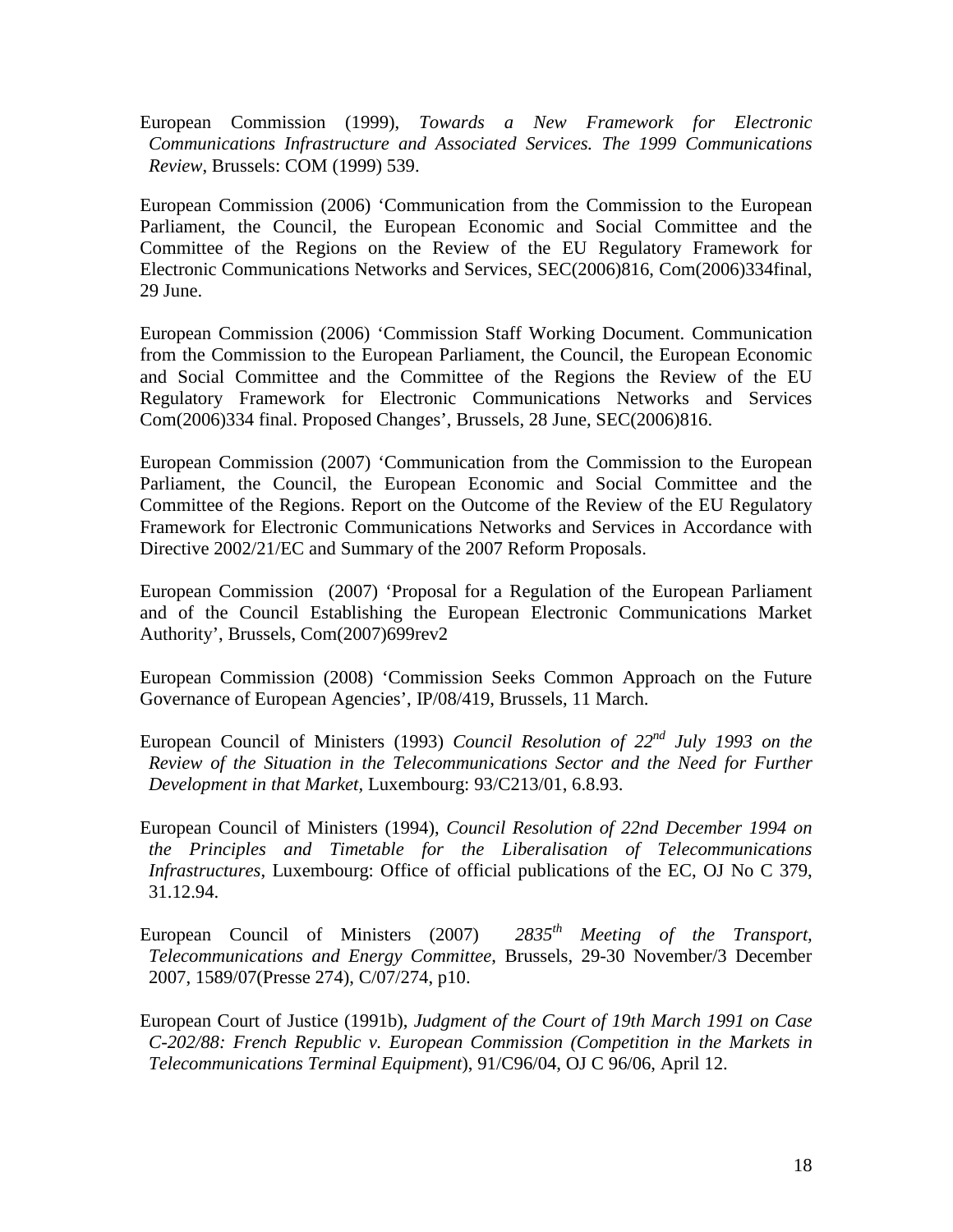European Commission (1999), *Towards a New Framework for Electronic Communications Infrastructure and Associated Services. The 1999 Communications Review*, Brussels: COM (1999) 539.

European Commission (2006) 'Communication from the Commission to the European Parliament, the Council, the European Economic and Social Committee and the Committee of the Regions on the Review of the EU Regulatory Framework for Electronic Communications Networks and Services, SEC(2006)816, Com(2006)334final, 29 June.

European Commission (2006) 'Commission Staff Working Document. Communication from the Commission to the European Parliament, the Council, the European Economic and Social Committee and the Committee of the Regions the Review of the EU Regulatory Framework for Electronic Communications Networks and Services Com(2006)334 final. Proposed Changes', Brussels, 28 June, SEC(2006)816.

European Commission (2007) 'Communication from the Commission to the European Parliament, the Council, the European Economic and Social Committee and the Committee of the Regions. Report on the Outcome of the Review of the EU Regulatory Framework for Electronic Communications Networks and Services in Accordance with Directive 2002/21/EC and Summary of the 2007 Reform Proposals.

European Commission (2007) 'Proposal for a Regulation of the European Parliament and of the Council Establishing the European Electronic Communications Market Authority', Brussels, Com(2007)699rev2

European Commission (2008) 'Commission Seeks Common Approach on the Future Governance of European Agencies', IP/08/419, Brussels, 11 March.

European Council of Ministers (1993) *Council Resolution of 22nd July 1993 on the Review of the Situation in the Telecommunications Sector and the Need for Further Development in that Market*, Luxembourg: 93/C213/01, 6.8.93.

European Council of Ministers (1994), *Council Resolution of 22nd December 1994 on the Principles and Timetable for the Liberalisation of Telecommunications Infrastructures*, Luxembourg: Office of official publications of the EC, OJ No C 379, 31.12.94.

European Council of Ministers (2007) *2835th Meeting of the Transport, Telecommunications and Energy Committee*, Brussels, 29-30 November/3 December 2007, 1589/07(Presse 274), C/07/274, p10.

European Court of Justice (1991b), *Judgment of the Court of 19th March 1991 on Case C-202/88: French Republic v. European Commission (Competition in the Markets in Telecommunications Terminal Equipment*), 91/C96/04, OJ C 96/06, April 12.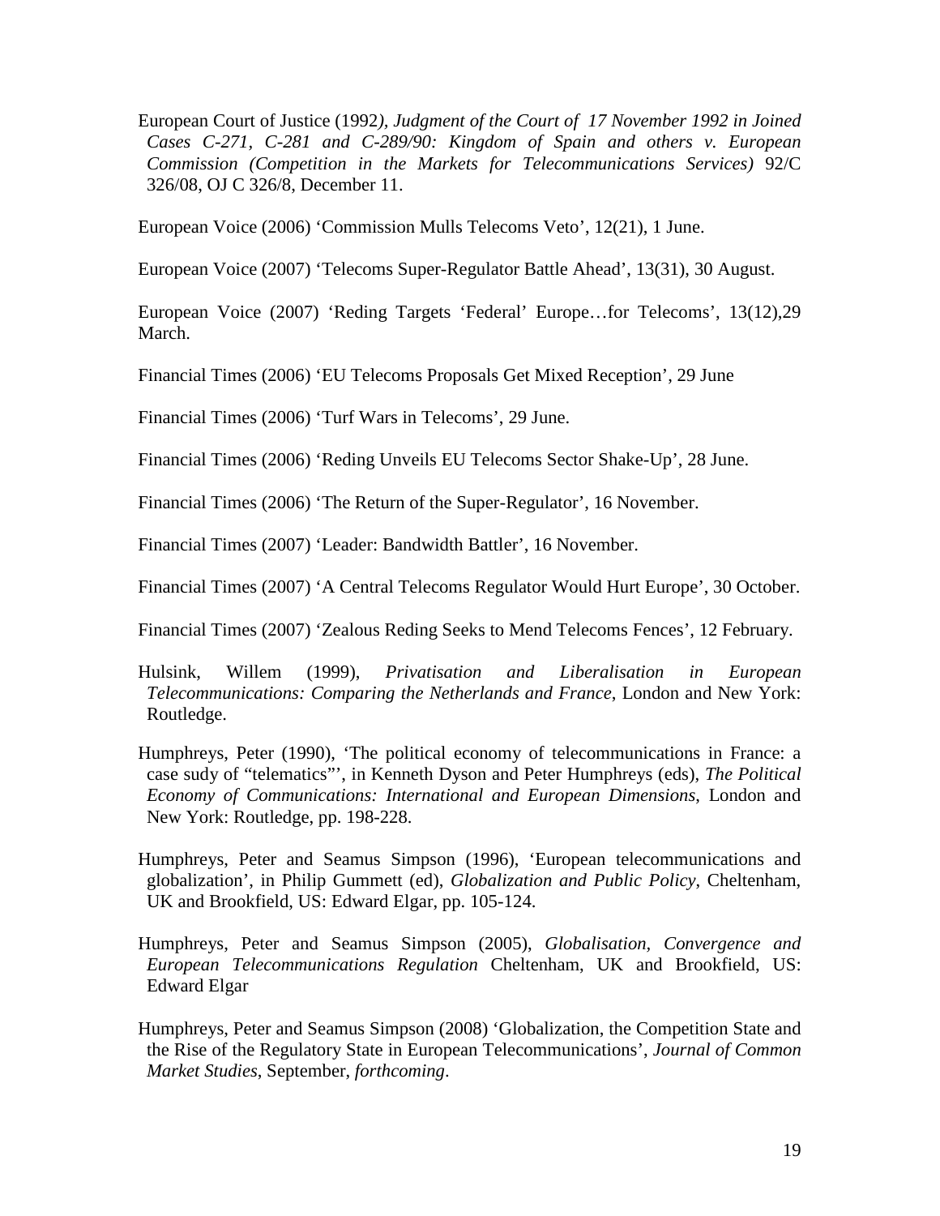European Court of Justice (1992*), Judgment of the Court of 17 November 1992 in Joined Cases C-271, C-281 and C-289/90: Kingdom of Spain and others v. European Commission (Competition in the Markets for Telecommunications Services)* 92/C 326/08, OJ C 326/8, December 11.

European Voice (2006) 'Commission Mulls Telecoms Veto', 12(21), 1 June.

European Voice (2007) 'Telecoms Super-Regulator Battle Ahead', 13(31), 30 August.

European Voice (2007) 'Reding Targets 'Federal' Europe…for Telecoms', 13(12),29 March.

Financial Times (2006) 'EU Telecoms Proposals Get Mixed Reception', 29 June

Financial Times (2006) 'Turf Wars in Telecoms', 29 June.

Financial Times (2006) 'Reding Unveils EU Telecoms Sector Shake-Up', 28 June.

Financial Times (2006) 'The Return of the Super-Regulator', 16 November.

Financial Times (2007) 'Leader: Bandwidth Battler', 16 November.

Financial Times (2007) 'A Central Telecoms Regulator Would Hurt Europe', 30 October.

Financial Times (2007) 'Zealous Reding Seeks to Mend Telecoms Fences', 12 February.

Hulsink, Willem (1999), *Privatisation and Liberalisation in European Telecommunications: Comparing the Netherlands and France*, London and New York: Routledge.

Humphreys, Peter (1990), 'The political economy of telecommunications in France: a case sudy of "telematics"', in Kenneth Dyson and Peter Humphreys (eds), *The Political Economy of Communications: International and European Dimensions*, London and New York: Routledge, pp. 198-228.

Humphreys, Peter and Seamus Simpson (1996), 'European telecommunications and globalization', in Philip Gummett (ed), *Globalization and Public Policy*, Cheltenham, UK and Brookfield, US: Edward Elgar, pp. 105-124.

Humphreys, Peter and Seamus Simpson (2005), *Globalisation, Convergence and European Telecommunications Regulation* Cheltenham, UK and Brookfield, US: Edward Elgar

Humphreys, Peter and Seamus Simpson (2008) 'Globalization, the Competition State and the Rise of the Regulatory State in European Telecommunications', *Journal of Common Market Studies*, September, *forthcoming*.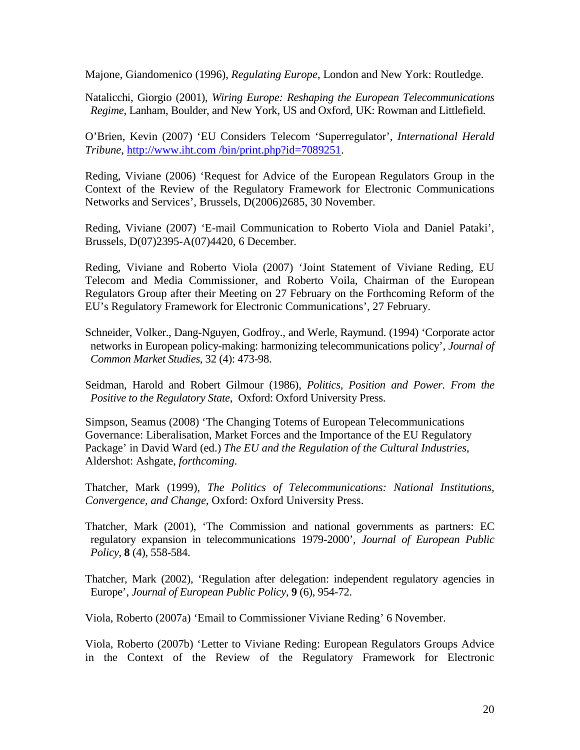Majone, Giandomenico (1996), *Regulating Europe*, London and New York: Routledge.

Natalicchi, Giorgio (2001), *Wiring Europe: Reshaping the European Telecommunications Regime*, Lanham, Boulder, and New York, US and Oxford, UK: Rowman and Littlefield.

O'Brien, Kevin (2007) 'EU Considers Telecom 'Superregulator', *International Herald Tribune*, http://www.iht.com /bin/print.php?id=7089251.

Reding, Viviane (2006) 'Request for Advice of the European Regulators Group in the Context of the Review of the Regulatory Framework for Electronic Communications Networks and Services', Brussels, D(2006)2685, 30 November.

Reding, Viviane (2007) 'E-mail Communication to Roberto Viola and Daniel Pataki', Brussels, D(07)2395-A(07)4420, 6 December.

Reding, Viviane and Roberto Viola (2007) 'Joint Statement of Viviane Reding, EU Telecom and Media Commissioner, and Roberto Voila, Chairman of the European Regulators Group after their Meeting on 27 February on the Forthcoming Reform of the EU's Regulatory Framework for Electronic Communications', 27 February.

Schneider, Volker., Dang-Nguyen, Godfroy., and Werle, Raymund. (1994) 'Corporate actor networks in European policy-making: harmonizing telecommunications policy', *Journal of Common Market Studies*, 32 (4): 473-98.

Seidman, Harold and Robert Gilmour (1986), *Politics, Position and Power. From the Positive to the Regulatory State*, Oxford: Oxford University Press.

Simpson, Seamus (2008) 'The Changing Totems of European Telecommunications Governance: Liberalisation, Market Forces and the Importance of the EU Regulatory Package' in David Ward (ed.) *The EU and the Regulation of the Cultural Industries*, Aldershot: Ashgate, *forthcoming*.

Thatcher, Mark (1999), *The Politics of Telecommunications: National Institutions, Convergence, and Change*, Oxford: Oxford University Press.

Thatcher, Mark (2001), 'The Commission and national governments as partners: EC regulatory expansion in telecommunications 1979-2000', *Journal of European Public Policy*, **8** (4), 558-584.

Thatcher, Mark (2002), 'Regulation after delegation: independent regulatory agencies in Europe', *Journal of European Public Policy*, **9** (6), 954-72.

Viola, Roberto (2007a) 'Email to Commissioner Viviane Reding' 6 November.

Viola, Roberto (2007b) 'Letter to Viviane Reding: European Regulators Groups Advice in the Context of the Review of the Regulatory Framework for Electronic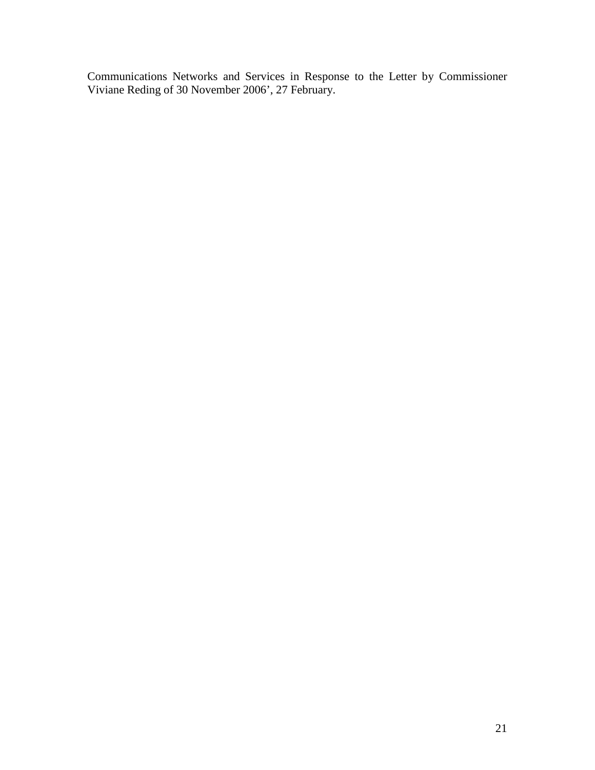Communications Networks and Services in Response to the Letter by Commissioner Viviane Reding of 30 November 2006', 27 February.